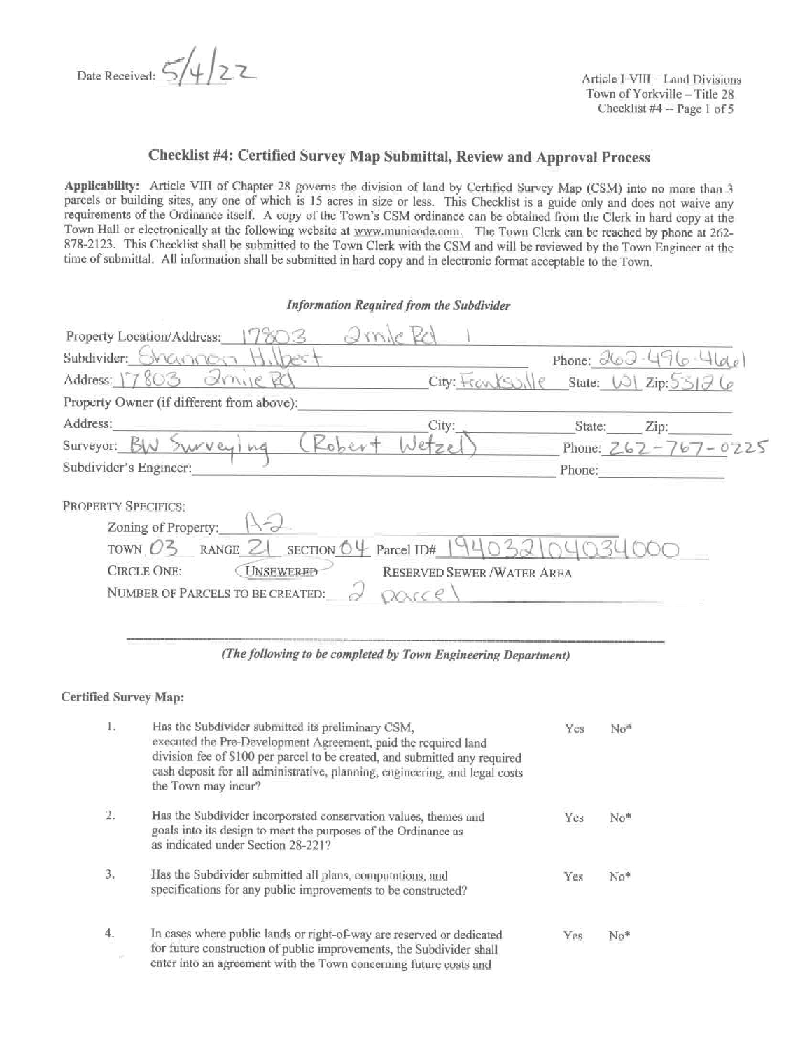Date Received: 5/4/22

Article I-VIII – Land Divisions
Town of Yorkville – Title 28
Checklist #4 -- Page 1 of 5

## Checklist #4: Certified Survey Map Submittal, Review and Approval Process

**Applicability:** Article VIII of Chapter 28 governs the division of land by Certified Survey Map (CSM) into no more than 3 parcels or building sites, any one of which is 15 acres in size or less. This Checklist is a guide only and does not waive any requirements of the Ordinance itself. A copy of the Town's CSM ordinance can be obtained from the Clerk in hard copy at the Town Hall or electronically at the following website at www.municode.com. The Town Clerk can be reached by phone at 262-878-2123. This Checklist shall be submitted to the Town Clerk with the CSM and will be reviewed by the Town Engineer at the time of submittal. All information shall be submitted in hard copy and in electronic format acceptable to the Town.

***Information Required from the Subdivider***

Property Location/Address: 17803 2mile Rd 1

Subdivider: Shannon Hilbert  Phone: 262-496-4661

Address: 17803 2mile Rd  City: Franksville  State: WI  Zip: 53126

Property Owner (if different from above): ______

Address: ______ City: ______ State: ______ Zip: ______

Surveyor: BW Surveying (Robert Wetzel)  Phone: 262-767-0225

Subdivider's Engineer: ______ Phone: ______

PROPERTY SPECIFICS:

Zoning of Property: A-2

TOWN 03 RANGE 21 SECTION 04 Parcel ID# 194032104034000

CIRCLE ONE: (UNSEWERED) RESERVED SEWER /WATER AREA

NUMBER OF PARCELS TO BE CREATED: 2 parcel

---

***(The following to be completed by Town Engineering Department)***

**Certified Survey Map:**

1. Has the Subdivider submitted its preliminary CSM, executed the Pre-Development Agreement, paid the required land division fee of $100 per parcel to be created, and submitted any required cash deposit for all administrative, planning, engineering, and legal costs the Town may incur? Yes No*

2. Has the Subdivider incorporated conservation values, themes and goals into its design to meet the purposes of the Ordinance as as indicated under Section 28-221? Yes No*

3. Has the Subdivider submitted all plans, computations, and specifications for any public improvements to be constructed? Yes No*

4. In cases where public lands or right-of-way are reserved or dedicated for future construction of public improvements, the Subdivider shall enter into an agreement with the Town concerning future costs and Yes No*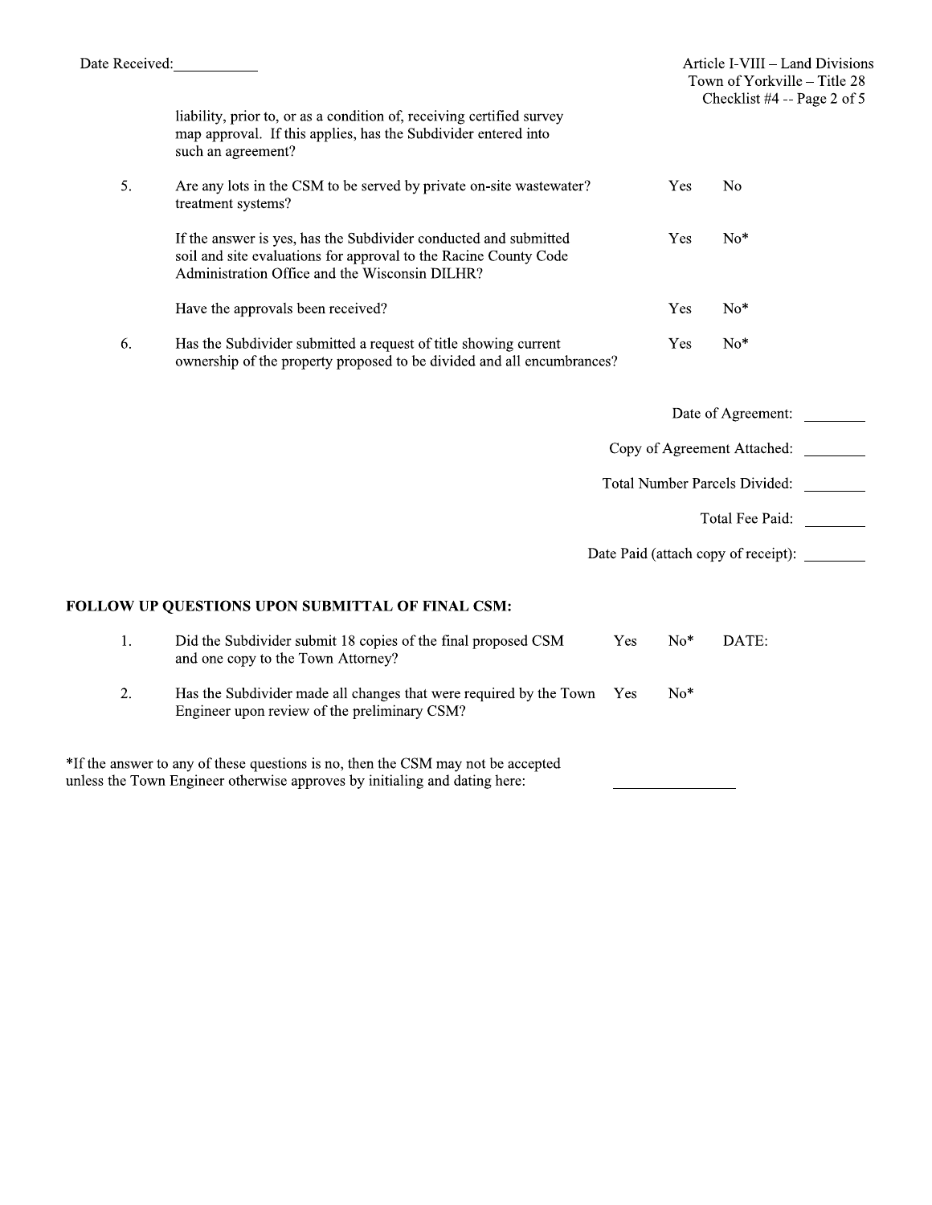Date Received: ___________

liability, prior to, or as a condition of, receiving certified survey map approval. If this applies, has the Subdivider entered into such an agreement?

5. Are any lots in the CSM to be served by private on-site wastewater? treatment systems? — Yes  No

   If the answer is yes, has the Subdivider conducted and submitted soil and site evaluations for approval to the Racine County Code Administration Office and the Wisconsin DILHR? — Yes  No*

   Have the approvals been received? — Yes  No*

6. Has the Subdivider submitted a request of title showing current ownership of the property proposed to be divided and all encumbrances? — Yes  No*

Date of Agreement: ________

Copy of Agreement Attached: ________

Total Number Parcels Divided: ________

Total Fee Paid: ________

Date Paid (attach copy of receipt): ________

**FOLLOW UP QUESTIONS UPON SUBMITTAL OF FINAL CSM:**

1. Did the Subdivider submit 18 copies of the final proposed CSM and one copy to the Town Attorney? — Yes  No*  DATE:

2. Has the Subdivider made all changes that were required by the Town Engineer upon review of the preliminary CSM? — Yes  No*

*If the answer to any of these questions is no, then the CSM may not be accepted unless the Town Engineer otherwise approves by initialing and dating here: _______________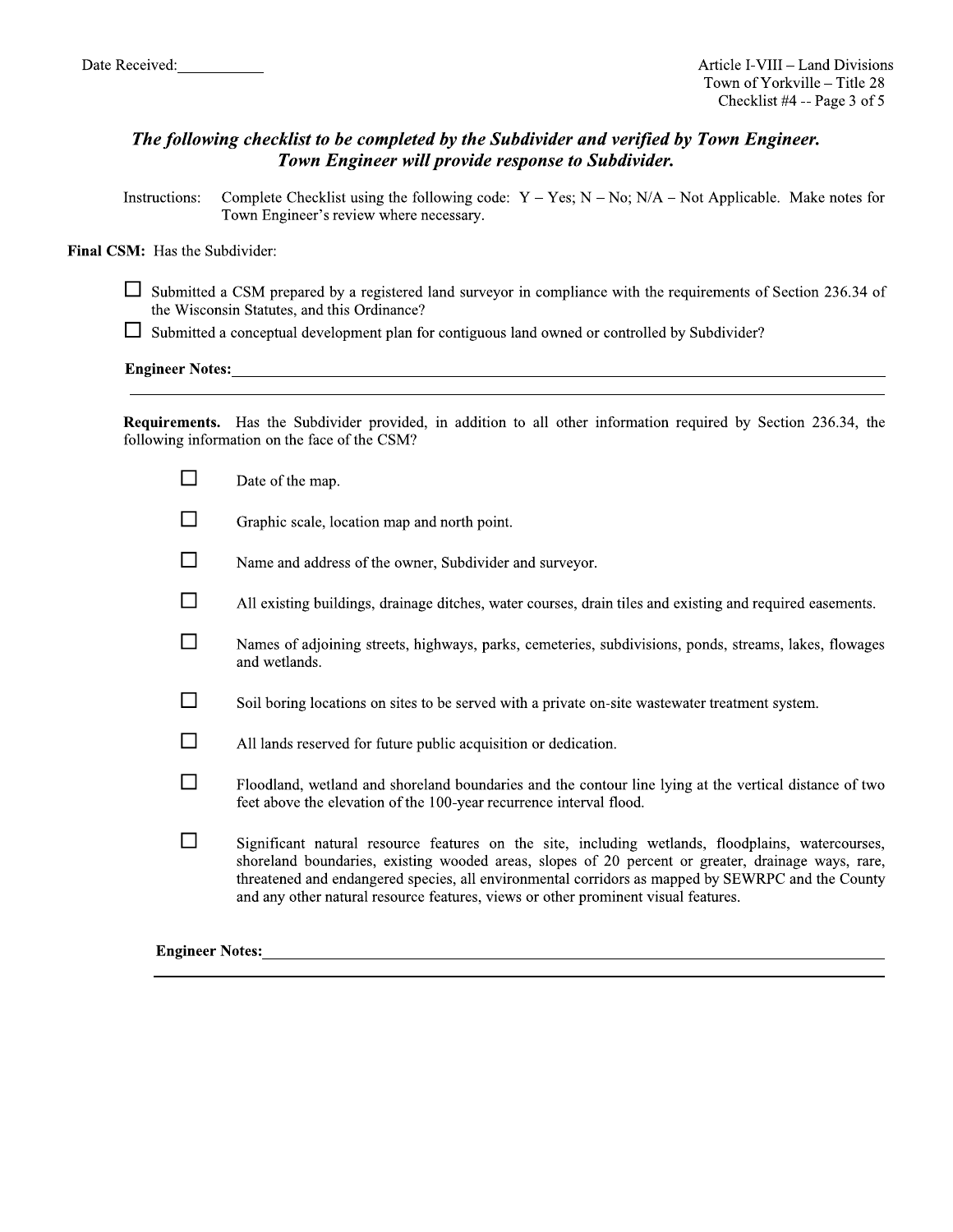Date Received:___________

***The following checklist to be completed by the Subdivider and verified by Town Engineer. Town Engineer will provide response to Subdivider.***

Instructions: Complete Checklist using the following code: Y – Yes; N – No; N/A – Not Applicable. Make notes for Town Engineer's review where necessary.

**Final CSM:** Has the Subdivider:

- ☐ Submitted a CSM prepared by a registered land surveyor in compliance with the requirements of Section 236.34 of the Wisconsin Statutes, and this Ordinance?
- ☐ Submitted a conceptual development plan for contiguous land owned or controlled by Subdivider?

**Engineer Notes:**___________________________________________________________________

**Requirements.** Has the Subdivider provided, in addition to all other information required by Section 236.34, the following information on the face of the CSM?

- ☐ Date of the map.
- ☐ Graphic scale, location map and north point.
- ☐ Name and address of the owner, Subdivider and surveyor.
- ☐ All existing buildings, drainage ditches, water courses, drain tiles and existing and required easements.
- ☐ Names of adjoining streets, highways, parks, cemeteries, subdivisions, ponds, streams, lakes, flowages and wetlands.
- ☐ Soil boring locations on sites to be served with a private on-site wastewater treatment system.
- ☐ All lands reserved for future public acquisition or dedication.
- ☐ Floodland, wetland and shoreland boundaries and the contour line lying at the vertical distance of two feet above the elevation of the 100-year recurrence interval flood.
- ☐ Significant natural resource features on the site, including wetlands, floodplains, watercourses, shoreland boundaries, existing wooded areas, slopes of 20 percent or greater, drainage ways, rare, threatened and endangered species, all environmental corridors as mapped by SEWRPC and the County and any other natural resource features, views or other prominent visual features.

**Engineer Notes:**___________________________________________________________________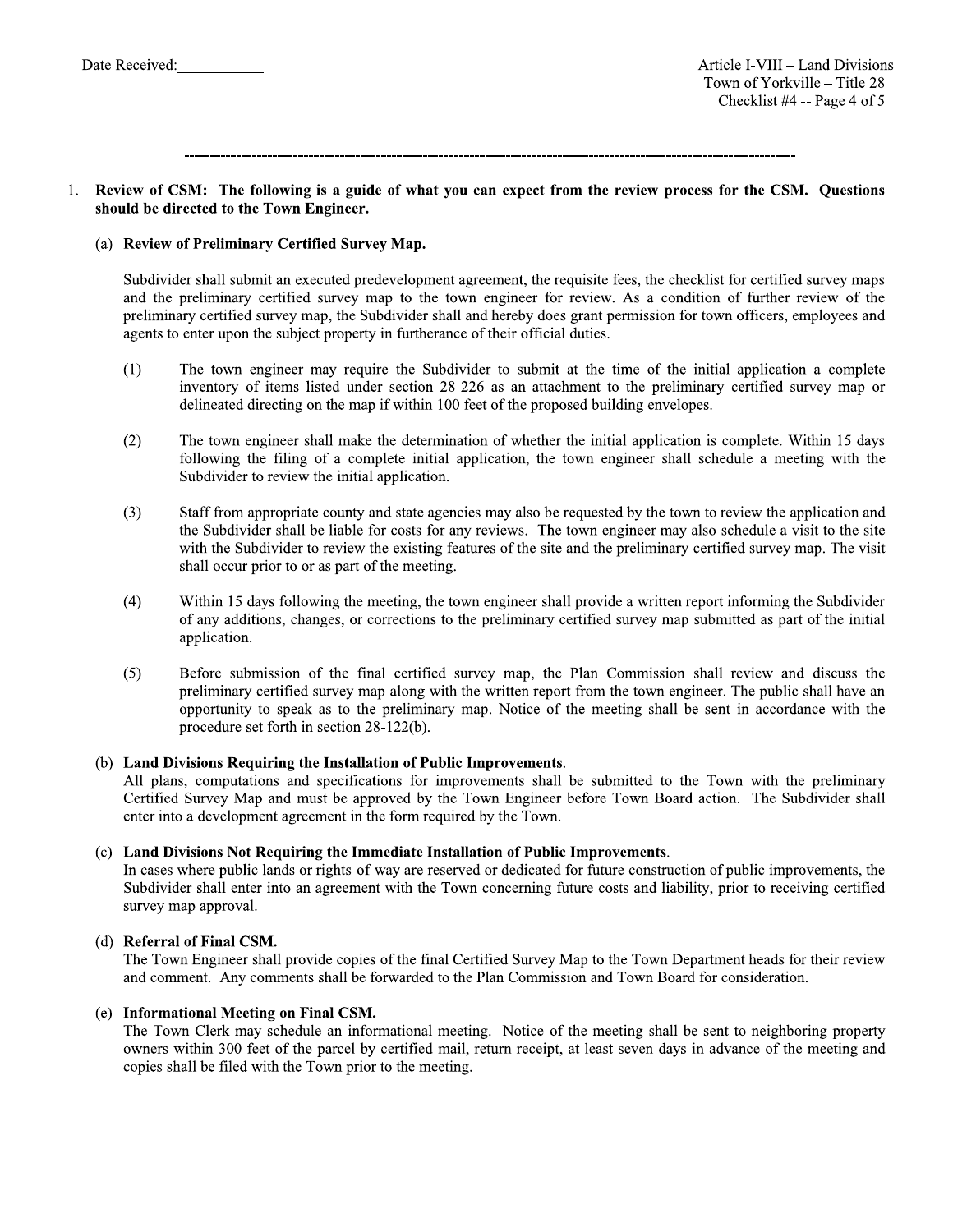Date Received:__________

---

1. **Review of CSM: The following is a guide of what you can expect from the review process for the CSM. Questions should be directed to the Town Engineer.**

   (a) **Review of Preliminary Certified Survey Map.**

   Subdivider shall submit an executed predevelopment agreement, the requisite fees, the checklist for certified survey maps and the preliminary certified survey map to the town engineer for review. As a condition of further review of the preliminary certified survey map, the Subdivider shall and hereby does grant permission for town officers, employees and agents to enter upon the subject property in furtherance of their official duties.

   (1) The town engineer may require the Subdivider to submit at the time of the initial application a complete inventory of items listed under section 28-226 as an attachment to the preliminary certified survey map or delineated directing on the map if within 100 feet of the proposed building envelopes.

   (2) The town engineer shall make the determination of whether the initial application is complete. Within 15 days following the filing of a complete initial application, the town engineer shall schedule a meeting with the Subdivider to review the initial application.

   (3) Staff from appropriate county and state agencies may also be requested by the town to review the application and the Subdivider shall be liable for costs for any reviews. The town engineer may also schedule a visit to the site with the Subdivider to review the existing features of the site and the preliminary certified survey map. The visit shall occur prior to or as part of the meeting.

   (4) Within 15 days following the meeting, the town engineer shall provide a written report informing the Subdivider of any additions, changes, or corrections to the preliminary certified survey map submitted as part of the initial application.

   (5) Before submission of the final certified survey map, the Plan Commission shall review and discuss the preliminary certified survey map along with the written report from the town engineer. The public shall have an opportunity to speak as to the preliminary map. Notice of the meeting shall be sent in accordance with the procedure set forth in section 28-122(b).

   (b) **Land Divisions Requiring the Installation of Public Improvements.**
   All plans, computations and specifications for improvements shall be submitted to the Town with the preliminary Certified Survey Map and must be approved by the Town Engineer before Town Board action. The Subdivider shall enter into a development agreement in the form required by the Town.

   (c) **Land Divisions Not Requiring the Immediate Installation of Public Improvements.**
   In cases where public lands or rights-of-way are reserved or dedicated for future construction of public improvements, the Subdivider shall enter into an agreement with the Town concerning future costs and liability, prior to receiving certified survey map approval.

   (d) **Referral of Final CSM.**
   The Town Engineer shall provide copies of the final Certified Survey Map to the Town Department heads for their review and comment. Any comments shall be forwarded to the Plan Commission and Town Board for consideration.

   (e) **Informational Meeting on Final CSM.**
   The Town Clerk may schedule an informational meeting. Notice of the meeting shall be sent to neighboring property owners within 300 feet of the parcel by certified mail, return receipt, at least seven days in advance of the meeting and copies shall be filed with the Town prior to the meeting.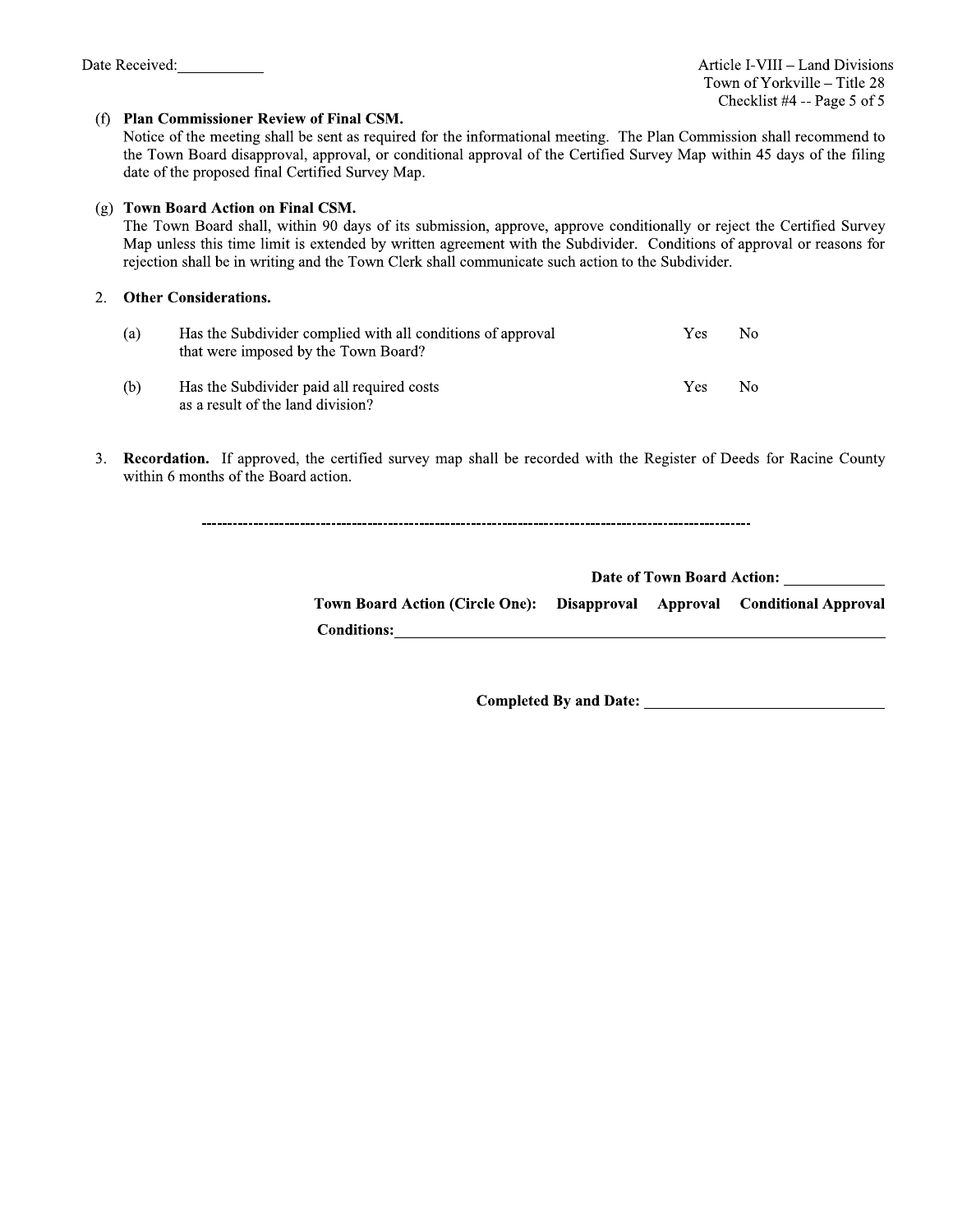Date Received:\_\_\_\_\_\_\_\_\_\_\_

(f) **Plan Commissioner Review of Final CSM.**
Notice of the meeting shall be sent as required for the informational meeting. The Plan Commission shall recommend to the Town Board disapproval, approval, or conditional approval of the Certified Survey Map within 45 days of the filing date of the proposed final Certified Survey Map.

(g) **Town Board Action on Final CSM.**
The Town Board shall, within 90 days of its submission, approve, approve conditionally or reject the Certified Survey Map unless this time limit is extended by written agreement with the Subdivider. Conditions of approval or reasons for rejection shall be in writing and the Town Clerk shall communicate such action to the Subdivider.

2. **Other Considerations.**

| | | | |
|---|---|---|---|
| (a) | Has the Subdivider complied with all conditions of approval that were imposed by the Town Board? | Yes | No |
| (b) | Has the Subdivider paid all required costs as a result of the land division? | Yes | No |

3. **Recordation.** If approved, the certified survey map shall be recorded with the Register of Deeds for Racine County within 6 months of the Board action.

---

**Date of Town Board Action:** \_\_\_\_\_\_\_\_\_\_\_\_

**Town Board Action (Circle One):** **Disapproval** **Approval** **Conditional Approval**

**Conditions:** \_\_\_\_\_\_\_\_\_\_\_\_\_\_\_\_\_\_\_\_\_\_\_\_\_\_\_\_\_\_\_\_\_\_\_\_\_\_\_\_

**Completed By and Date:** \_\_\_\_\_\_\_\_\_\_\_\_\_\_\_\_\_\_\_\_\_\_\_\_\_\_\_\_